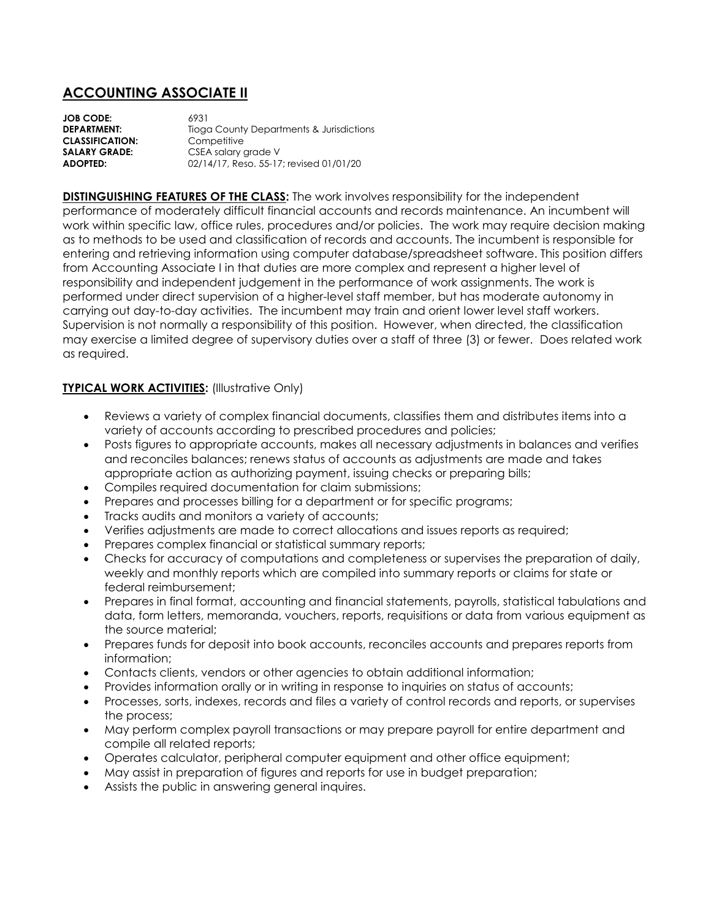# ACCOUNTING ASSOCIATE II

**JOB CODE:** 6931
**DEPARTMENT:** Tioga County Departments & Jurisdictions
**CLASSIFICATION:** Competitive
**SALARY GRADE:** CSEA salary grade V
**ADOPTED:** 02/14/17, Reso. 55-17; revised 01/01/20

**DISTINGUISHING FEATURES OF THE CLASS:** The work involves responsibility for the independent performance of moderately difficult financial accounts and records maintenance. An incumbent will work within specific law, office rules, procedures and/or policies. The work may require decision making as to methods to be used and classification of records and accounts. The incumbent is responsible for entering and retrieving information using computer database/spreadsheet software. This position differs from Accounting Associate I in that duties are more complex and represent a higher level of responsibility and independent judgement in the performance of work assignments. The work is performed under direct supervision of a higher-level staff member, but has moderate autonomy in carrying out day-to-day activities. The incumbent may train and orient lower level staff workers. Supervision is not normally a responsibility of this position. However, when directed, the classification may exercise a limited degree of supervisory duties over a staff of three (3) or fewer. Does related work as required.

**TYPICAL WORK ACTIVITIES:** (Illustrative Only)

- Reviews a variety of complex financial documents, classifies them and distributes items into a variety of accounts according to prescribed procedures and policies;
- Posts figures to appropriate accounts, makes all necessary adjustments in balances and verifies and reconciles balances; renews status of accounts as adjustments are made and takes appropriate action as authorizing payment, issuing checks or preparing bills;
- Compiles required documentation for claim submissions;
- Prepares and processes billing for a department or for specific programs;
- Tracks audits and monitors a variety of accounts;
- Verifies adjustments are made to correct allocations and issues reports as required;
- Prepares complex financial or statistical summary reports;
- Checks for accuracy of computations and completeness or supervises the preparation of daily, weekly and monthly reports which are compiled into summary reports or claims for state or federal reimbursement;
- Prepares in final format, accounting and financial statements, payrolls, statistical tabulations and data, form letters, memoranda, vouchers, reports, requisitions or data from various equipment as the source material;
- Prepares funds for deposit into book accounts, reconciles accounts and prepares reports from information;
- Contacts clients, vendors or other agencies to obtain additional information;
- Provides information orally or in writing in response to inquiries on status of accounts;
- Processes, sorts, indexes, records and files a variety of control records and reports, or supervises the process;
- May perform complex payroll transactions or may prepare payroll for entire department and compile all related reports;
- Operates calculator, peripheral computer equipment and other office equipment;
- May assist in preparation of figures and reports for use in budget preparation;
- Assists the public in answering general inquires.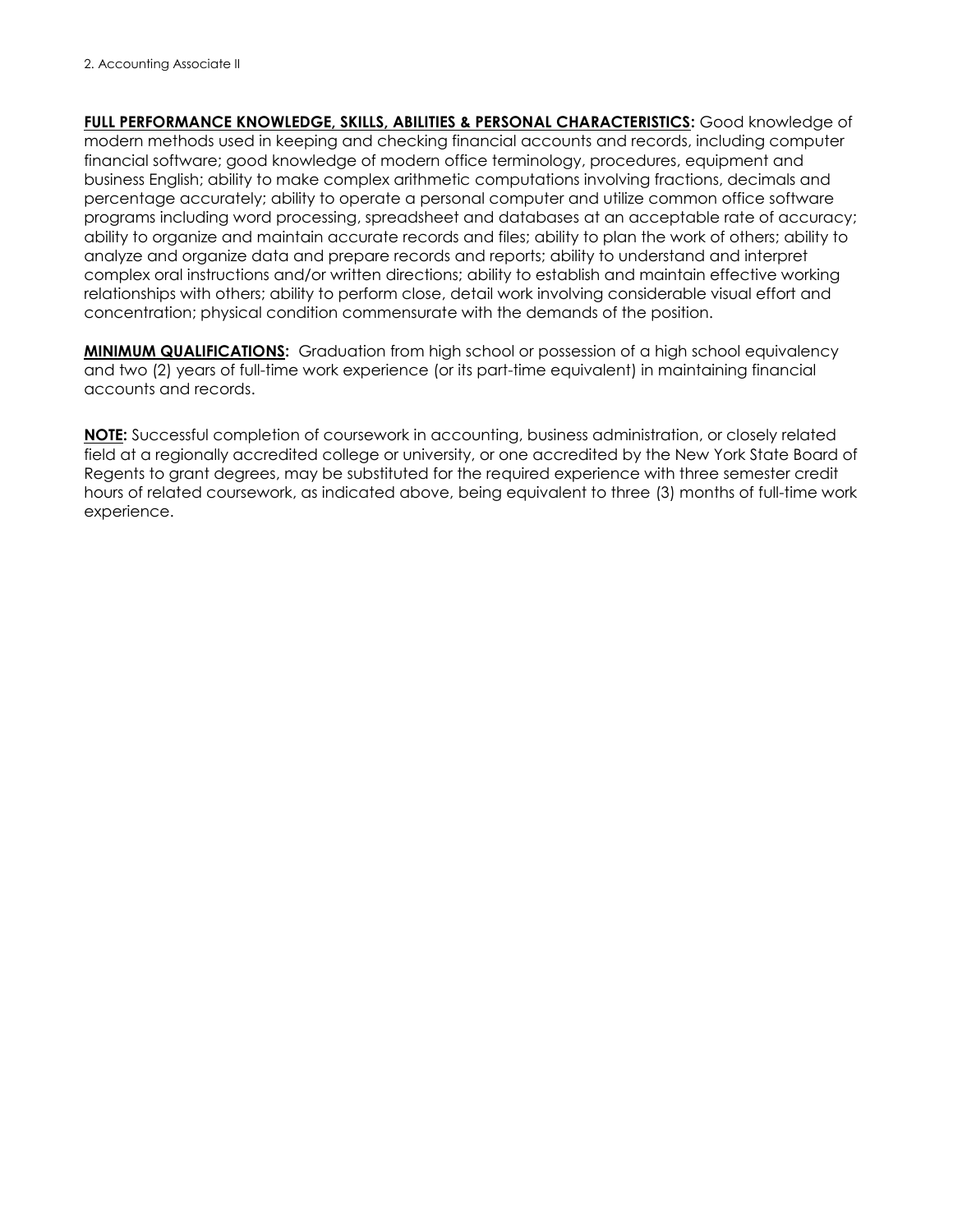**FULL PERFORMANCE KNOWLEDGE, SKILLS, ABILITIES & PERSONAL CHARACTERISTICS:** Good knowledge of modern methods used in keeping and checking financial accounts and records, including computer financial software; good knowledge of modern office terminology, procedures, equipment and business English; ability to make complex arithmetic computations involving fractions, decimals and percentage accurately; ability to operate a personal computer and utilize common office software programs including word processing, spreadsheet and databases at an acceptable rate of accuracy; ability to organize and maintain accurate records and files; ability to plan the work of others; ability to analyze and organize data and prepare records and reports; ability to understand and interpret complex oral instructions and/or written directions; ability to establish and maintain effective working relationships with others; ability to perform close, detail work involving considerable visual effort and concentration; physical condition commensurate with the demands of the position.

**MINIMUM QUALIFICATIONS:** Graduation from high school or possession of a high school equivalency and two (2) years of full-time work experience (or its part-time equivalent) in maintaining financial accounts and records.

**NOTE:** Successful completion of coursework in accounting, business administration, or closely related field at a regionally accredited college or university, or one accredited by the New York State Board of Regents to grant degrees, may be substituted for the required experience with three semester credit hours of related coursework, as indicated above, being equivalent to three (3) months of full-time work experience.